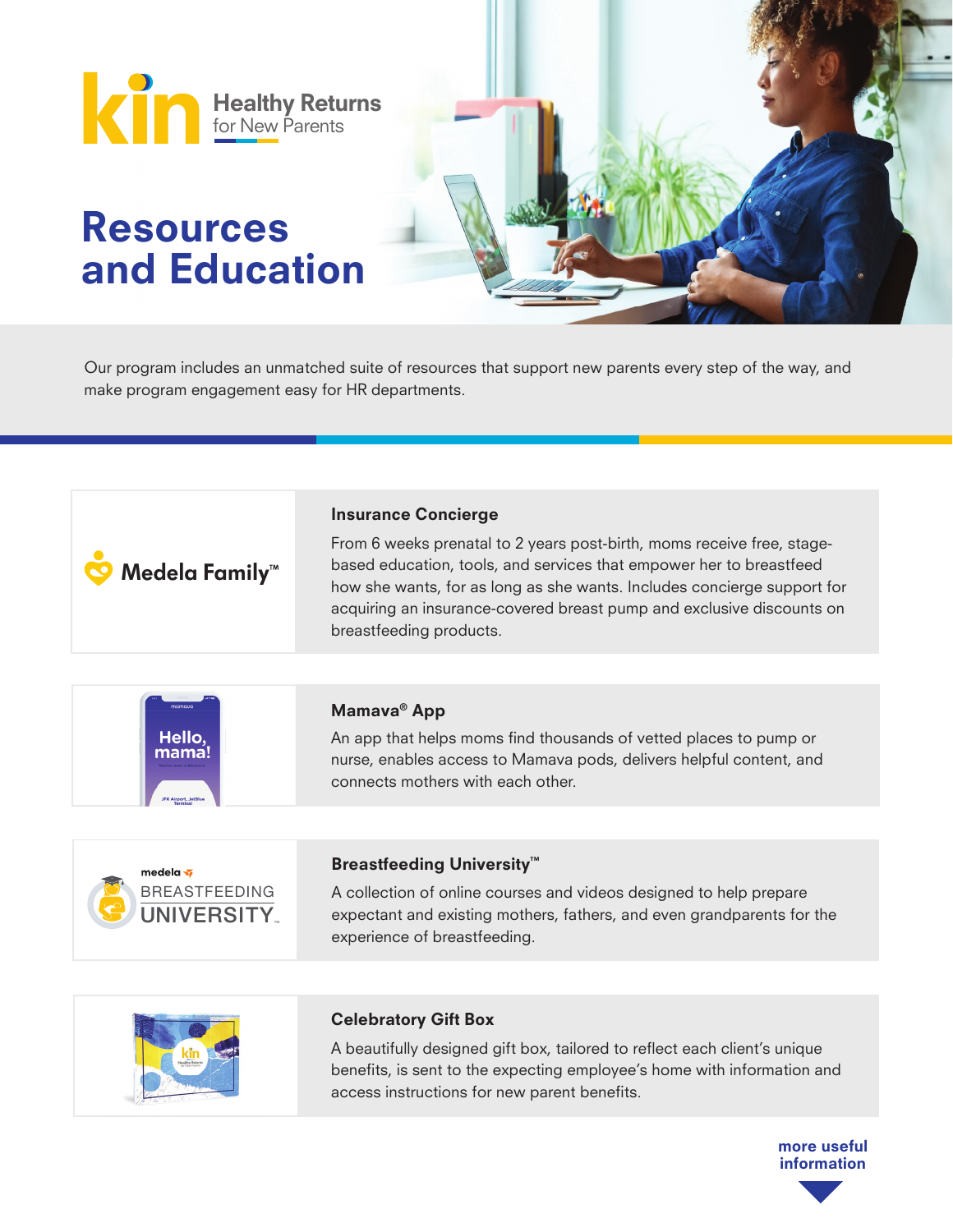kin Healthy Returns for New Parents

# Resources and Education

Our program includes an unmatched suite of resources that support new parents every step of the way, and make program engagement easy for HR departments.

Medela Family™

### Insurance Concierge

From 6 weeks prenatal to 2 years post-birth, moms receive free, stage-based education, tools, and services that empower her to breastfeed how she wants, for as long as she wants. Includes concierge support for acquiring an insurance-covered breast pump and exclusive discounts on breastfeeding products.

### Mamava® App

An app that helps moms find thousands of vetted places to pump or nurse, enables access to Mamava pods, delivers helpful content, and connects mothers with each other.

medela BREASTFEEDING UNIVERSITY™

### Breastfeeding University™

A collection of online courses and videos designed to help prepare expectant and existing mothers, fathers, and even grandparents for the experience of breastfeeding.

### Celebratory Gift Box

A beautifully designed gift box, tailored to reflect each client's unique benefits, is sent to the expecting employee's home with information and access instructions for new parent benefits.

**more useful information**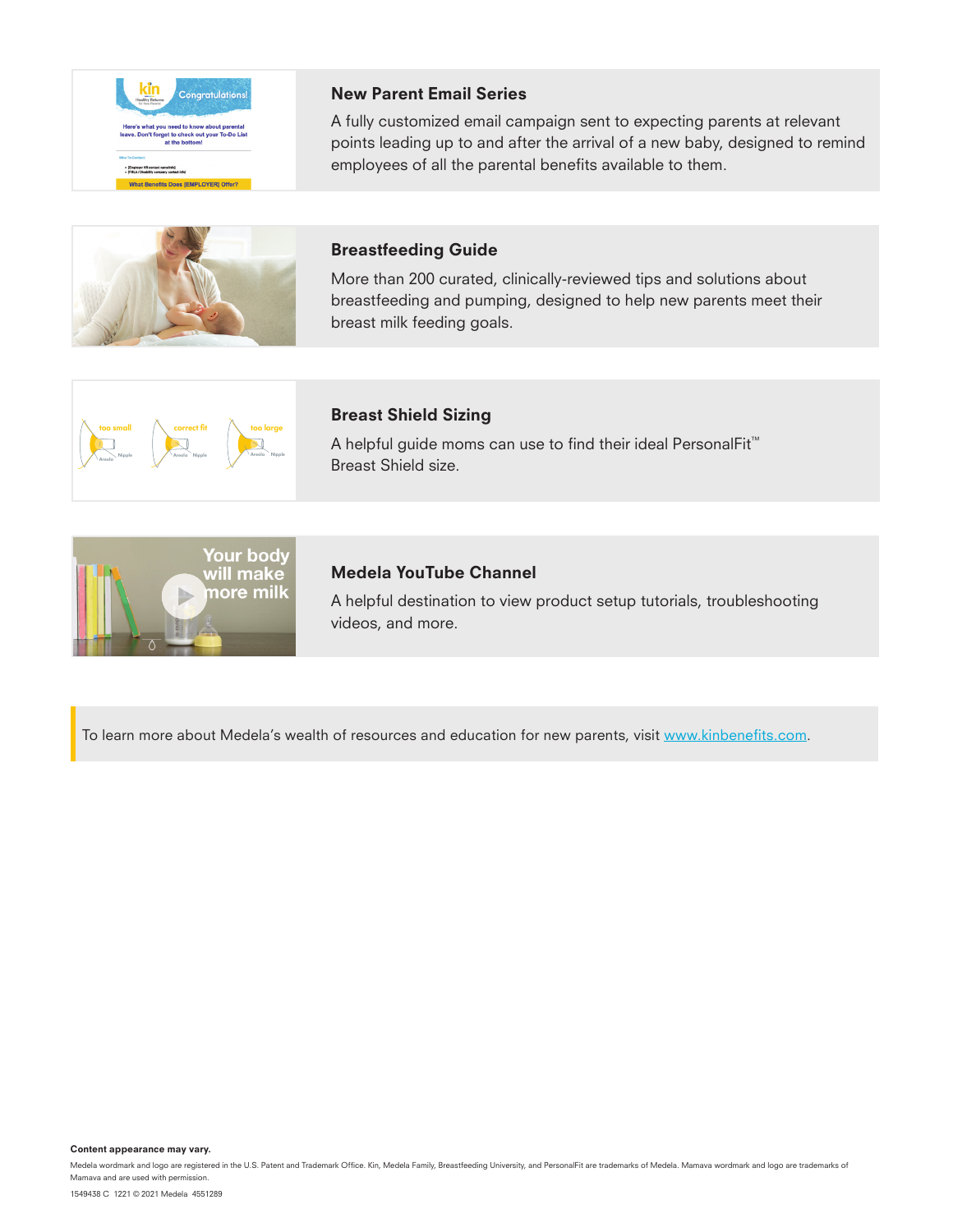### New Parent Email Series

A fully customized email campaign sent to expecting parents at relevant points leading up to and after the arrival of a new baby, designed to remind employees of all the parental benefits available to them.

### Breastfeeding Guide

More than 200 curated, clinically-reviewed tips and solutions about breastfeeding and pumping, designed to help new parents meet their breast milk feeding goals.

### Breast Shield Sizing

A helpful guide moms can use to find their ideal PersonalFit™ Breast Shield size.

### Medela YouTube Channel

A helpful destination to view product setup tutorials, troubleshooting videos, and more.

To learn more about Medela's wealth of resources and education for new parents, visit [www.kinbenefits.com](http://www.kinbenefits.com).

**Content appearance may vary.**

Medela wordmark and logo are registered in the U.S. Patent and Trademark Office. Kin, Medela Family, Breastfeeding University, and PersonalFit are trademarks of Medela. Mamava wordmark and logo are trademarks of Mamava and are used with permission.

1549438 C 1221 © 2021 Medela 4551289